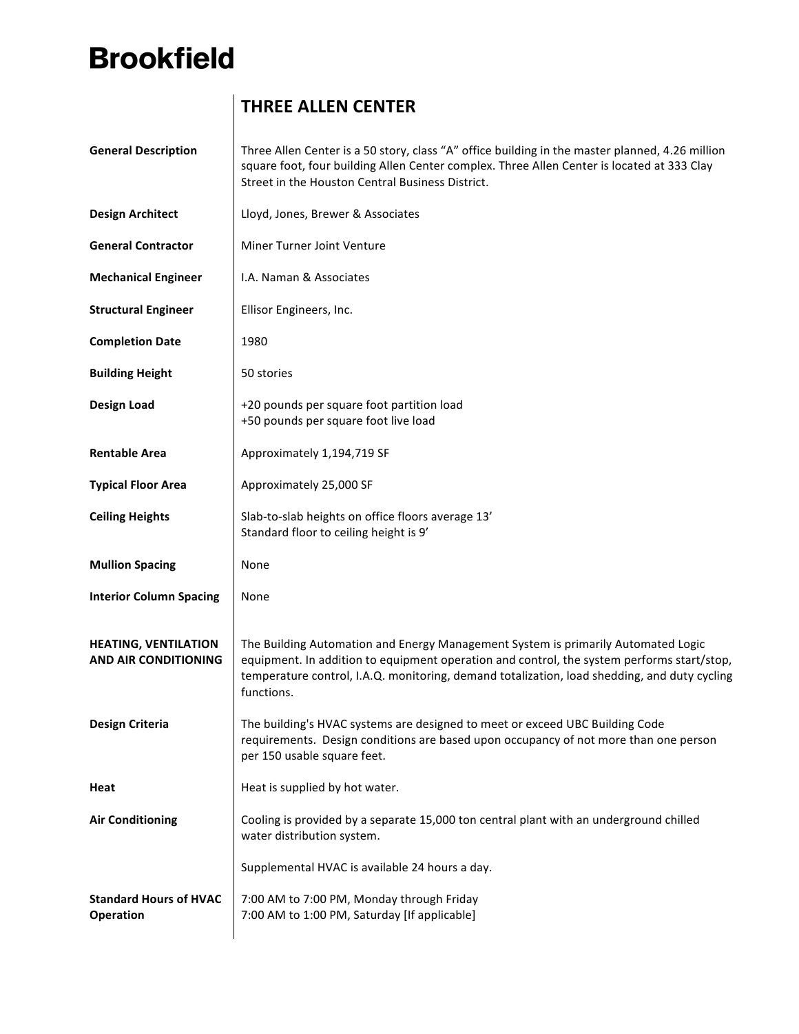# Brookfield

## THREE ALLEN CENTER

| | |
|---|---|
| **General Description** | Three Allen Center is a 50 story, class "A" office building in the master planned, 4.26 million square foot, four building Allen Center complex. Three Allen Center is located at 333 Clay Street in the Houston Central Business District. |
| **Design Architect** | Lloyd, Jones, Brewer & Associates |
| **General Contractor** | Miner Turner Joint Venture |
| **Mechanical Engineer** | I.A. Naman & Associates |
| **Structural Engineer** | Ellisor Engineers, Inc. |
| **Completion Date** | 1980 |
| **Building Height** | 50 stories |
| **Design Load** | +20 pounds per square foot partition load<br>+50 pounds per square foot live load |
| **Rentable Area** | Approximately 1,194,719 SF |
| **Typical Floor Area** | Approximately 25,000 SF |
| **Ceiling Heights** | Slab-to-slab heights on office floors average 13'<br>Standard floor to ceiling height is 9' |
| **Mullion Spacing** | None |
| **Interior Column Spacing** | None |
| **HEATING, VENTILATION AND AIR CONDITIONING** | The Building Automation and Energy Management System is primarily Automated Logic equipment. In addition to equipment operation and control, the system performs start/stop, temperature control, I.A.Q. monitoring, demand totalization, load shedding, and duty cycling functions. |
| **Design Criteria** | The building's HVAC systems are designed to meet or exceed UBC Building Code requirements. Design conditions are based upon occupancy of not more than one person per 150 usable square feet. |
| **Heat** | Heat is supplied by hot water. |
| **Air Conditioning** | Cooling is provided by a separate 15,000 ton central plant with an underground chilled water distribution system.<br><br>Supplemental HVAC is available 24 hours a day. |
| **Standard Hours of HVAC Operation** | 7:00 AM to 7:00 PM, Monday through Friday<br>7:00 AM to 1:00 PM, Saturday [If applicable] |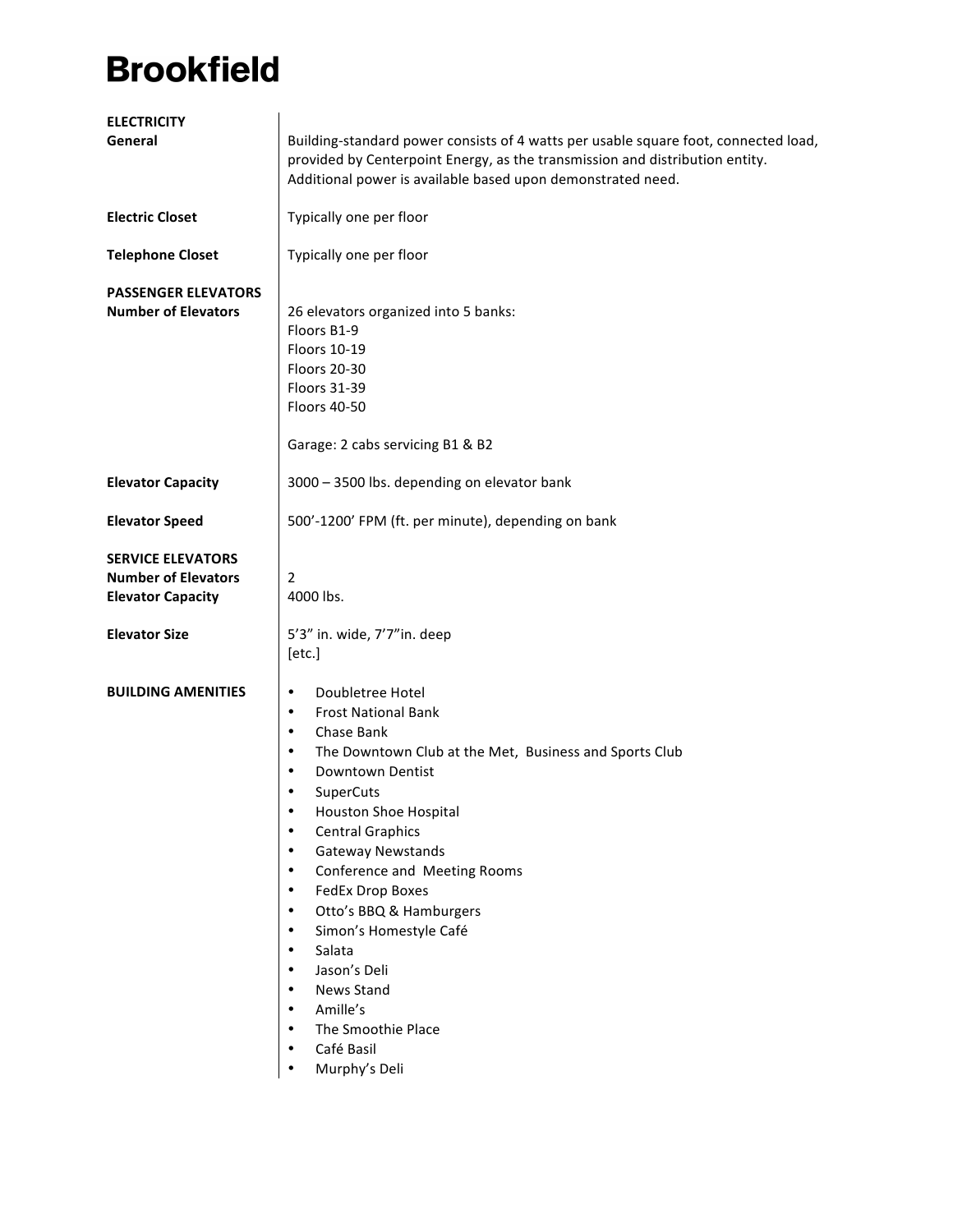# Brookfield

| | |
|---|---|
| **ELECTRICITY** | |
| **General** | Building-standard power consists of 4 watts per usable square foot, connected load, provided by Centerpoint Energy, as the transmission and distribution entity. Additional power is available based upon demonstrated need. |
| **Electric Closet** | Typically one per floor |
| **Telephone Closet** | Typically one per floor |
| **PASSENGER ELEVATORS** | |
| **Number of Elevators** | 26 elevators organized into 5 banks:<br>Floors B1-9<br>Floors 10-19<br>Floors 20-30<br>Floors 31-39<br>Floors 40-50<br><br>Garage: 2 cabs servicing B1 & B2 |
| **Elevator Capacity** | 3000 – 3500 lbs. depending on elevator bank |
| **Elevator Speed** | 500'-1200' FPM (ft. per minute), depending on bank |
| **SERVICE ELEVATORS** | |
| **Number of Elevators** | 2 |
| **Elevator Capacity** | 4000 lbs. |
| **Elevator Size** | 5'3" in. wide, 7'7"in. deep<br>[etc.] |
| **BUILDING AMENITIES** | • Doubletree Hotel<br>• Frost National Bank<br>• Chase Bank<br>• The Downtown Club at the Met, Business and Sports Club<br>• Downtown Dentist<br>• SuperCuts<br>• Houston Shoe Hospital<br>• Central Graphics<br>• Gateway Newstands<br>• Conference and Meeting Rooms<br>• FedEx Drop Boxes<br>• Otto's BBQ & Hamburgers<br>• Simon's Homestyle Café<br>• Salata<br>• Jason's Deli<br>• News Stand<br>• Amille's<br>• The Smoothie Place<br>• Café Basil<br>• Murphy's Deli |